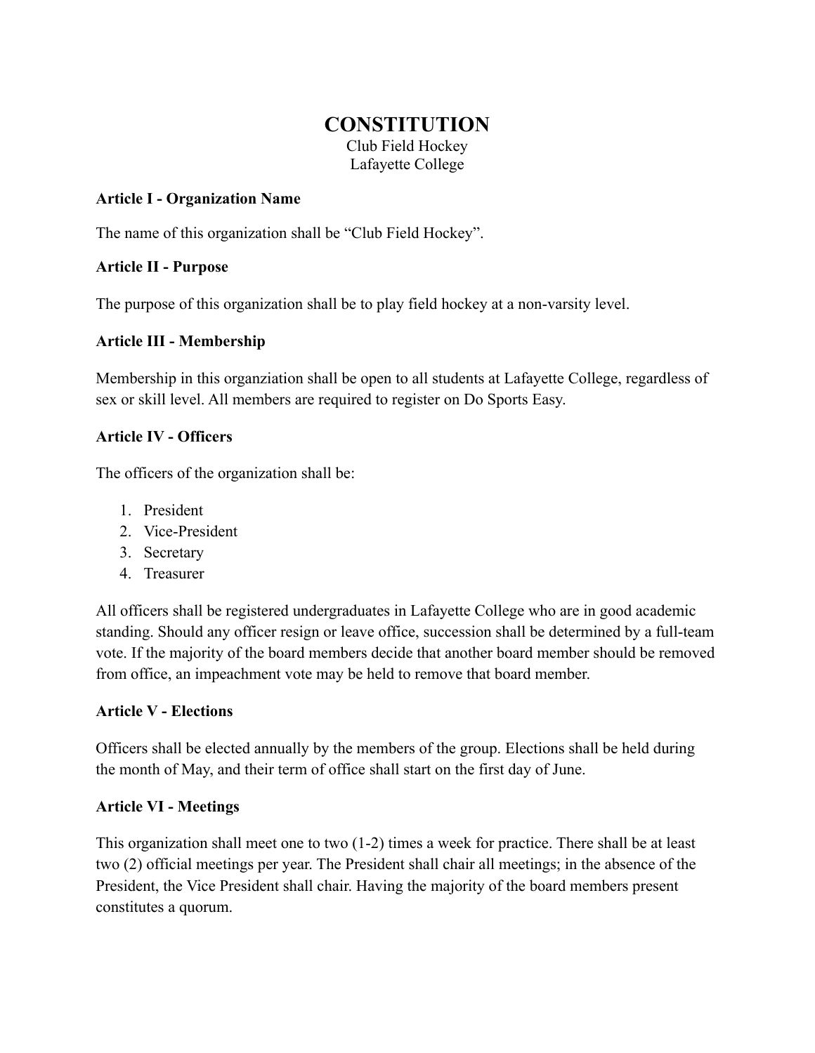# CONSTITUTION

Club Field Hockey
Lafayette College

**Article I - Organization Name**

The name of this organization shall be "Club Field Hockey".

**Article II - Purpose**

The purpose of this organization shall be to play field hockey at a non-varsity level.

**Article III - Membership**

Membership in this organziation shall be open to all students at Lafayette College, regardless of sex or skill level. All members are required to register on Do Sports Easy.

**Article IV - Officers**

The officers of the organization shall be:

1. President
2. Vice-President
3. Secretary
4. Treasurer

All officers shall be registered undergraduates in Lafayette College who are in good academic standing. Should any officer resign or leave office, succession shall be determined by a full-team vote. If the majority of the board members decide that another board member should be removed from office, an impeachment vote may be held to remove that board member.

**Article V - Elections**

Officers shall be elected annually by the members of the group. Elections shall be held during the month of May, and their term of office shall start on the first day of June.

**Article VI - Meetings**

This organization shall meet one to two (1-2) times a week for practice. There shall be at least two (2) official meetings per year. The President shall chair all meetings; in the absence of the President, the Vice President shall chair. Having the majority of the board members present constitutes a quorum.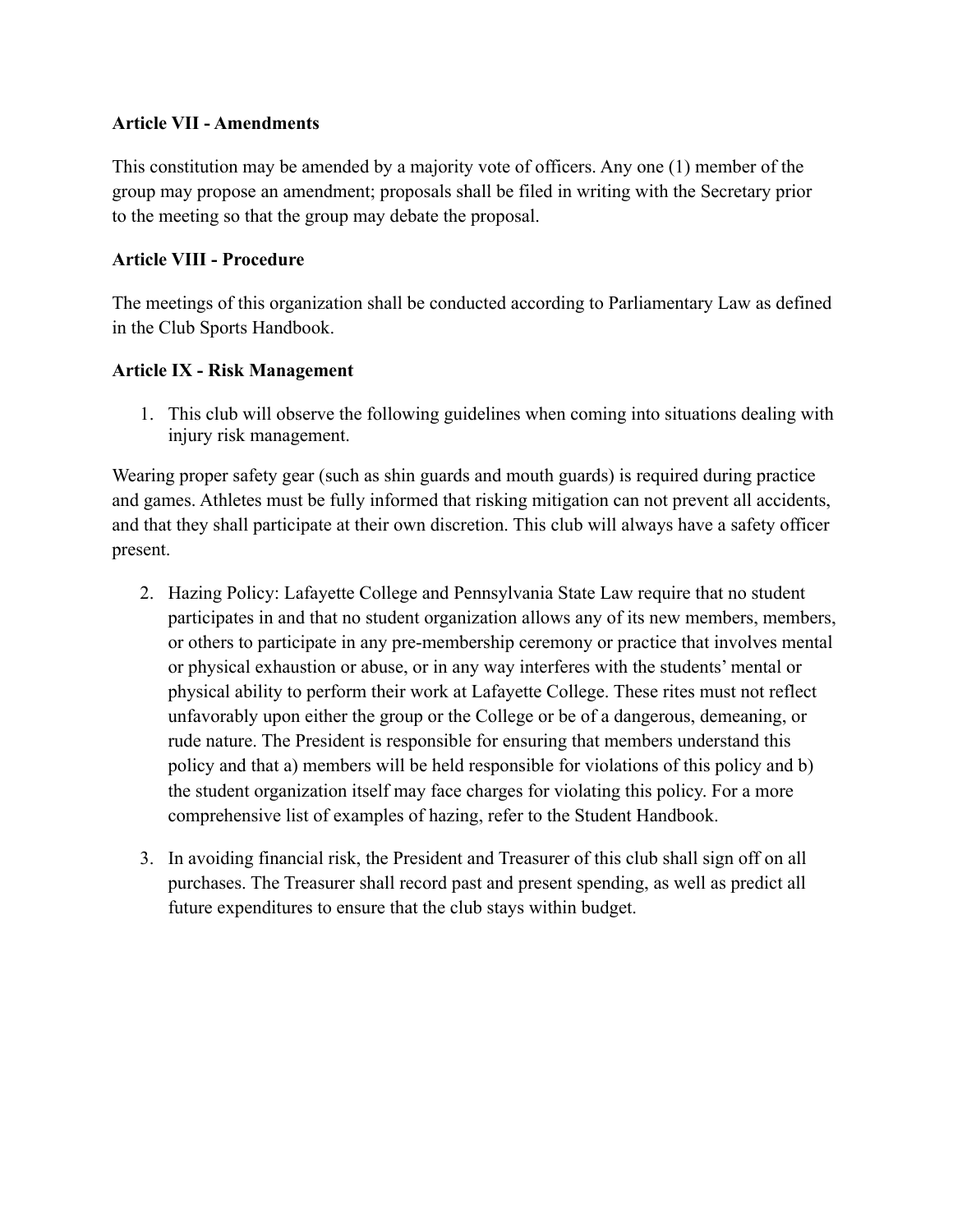**Article VII - Amendments**

This constitution may be amended by a majority vote of officers. Any one (1) member of the group may propose an amendment; proposals shall be filed in writing with the Secretary prior to the meeting so that the group may debate the proposal.

**Article VIII - Procedure**

The meetings of this organization shall be conducted according to Parliamentary Law as defined in the Club Sports Handbook.

**Article IX - Risk Management**

1. This club will observe the following guidelines when coming into situations dealing with injury risk management.

Wearing proper safety gear (such as shin guards and mouth guards) is required during practice and games. Athletes must be fully informed that risking mitigation can not prevent all accidents, and that they shall participate at their own discretion. This club will always have a safety officer present.

2. Hazing Policy: Lafayette College and Pennsylvania State Law require that no student participates in and that no student organization allows any of its new members, members, or others to participate in any pre-membership ceremony or practice that involves mental or physical exhaustion or abuse, or in any way interferes with the students' mental or physical ability to perform their work at Lafayette College. These rites must not reflect unfavorably upon either the group or the College or be of a dangerous, demeaning, or rude nature. The President is responsible for ensuring that members understand this policy and that a) members will be held responsible for violations of this policy and b) the student organization itself may face charges for violating this policy. For a more comprehensive list of examples of hazing, refer to the Student Handbook.

3. In avoiding financial risk, the President and Treasurer of this club shall sign off on all purchases. The Treasurer shall record past and present spending, as well as predict all future expenditures to ensure that the club stays within budget.